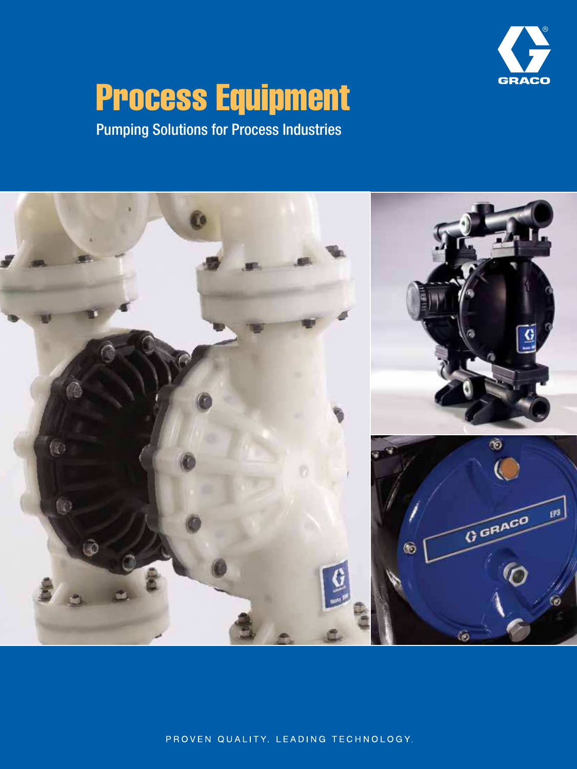# Process Equipment

Pumping Solutions for Process Industries

PROVEN QUALITY. LEADING TECHNOLOGY.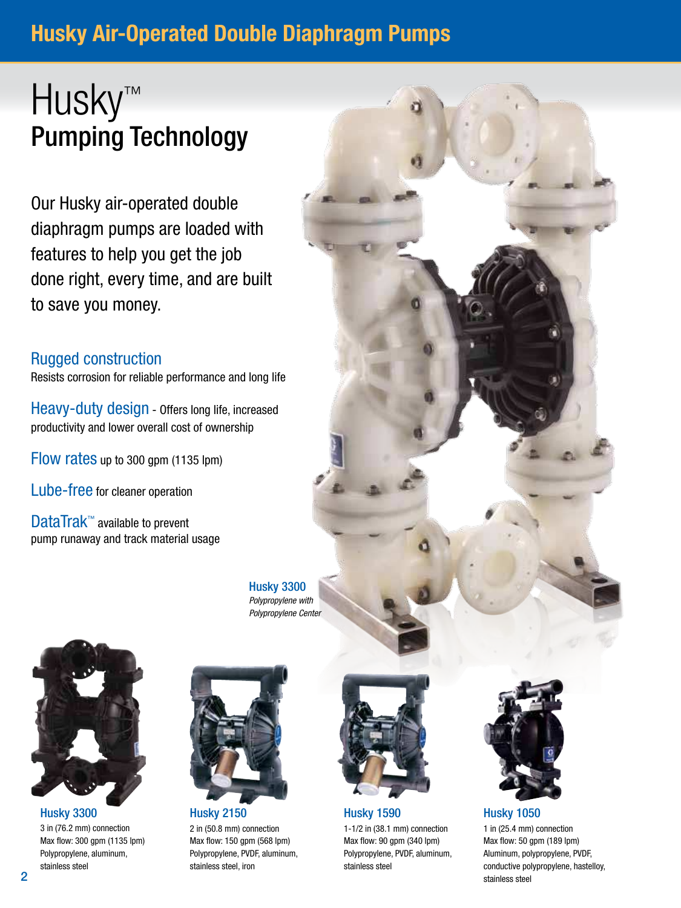# Husky Air-Operated Double Diaphragm Pumps

## Husky™ Pumping Technology

Our Husky air-operated double diaphragm pumps are loaded with features to help you get the job done right, every time, and are built to save you money.

**Rugged construction**
Resists corrosion for reliable performance and long life

**Heavy-duty design** - Offers long life, increased productivity and lower overall cost of ownership

**Flow rates** up to 300 gpm (1135 lpm)

**Lube-free** for cleaner operation

**DataTrak™** available to prevent pump runaway and track material usage

**Husky 3300**
*Polypropylene with Polypropylene Center*

**Husky 3300**
3 in (76.2 mm) connection
Max flow: 300 gpm (1135 lpm)
Polypropylene, aluminum, stainless steel

**Husky 2150**
2 in (50.8 mm) connection
Max flow: 150 gpm (568 lpm)
Polypropylene, PVDF, aluminum, stainless steel, iron

**Husky 1590**
1-1/2 in (38.1 mm) connection
Max flow: 90 gpm (340 lpm)
Polypropylene, PVDF, aluminum, stainless steel

**Husky 1050**
1 in (25.4 mm) connection
Max flow: 50 gpm (189 lpm)
Aluminum, polypropylene, PVDF, conductive polypropylene, hastelloy, stainless steel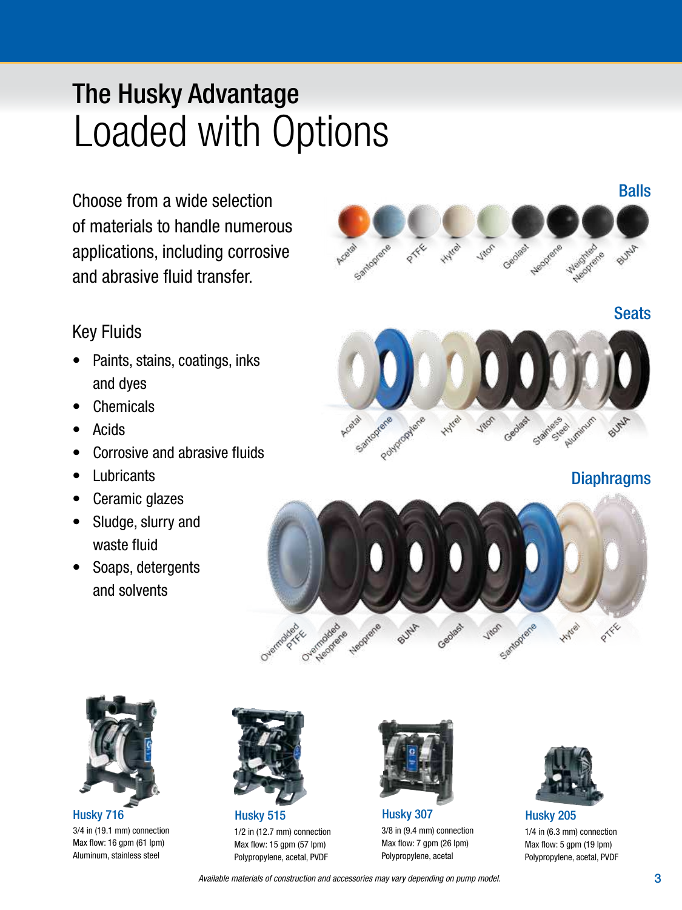# The Husky Advantage

## Loaded with Options

Choose from a wide selection of materials to handle numerous applications, including corrosive and abrasive fluid transfer.

### Key Fluids

- Paints, stains, coatings, inks and dyes
- Chemicals
- Acids
- Corrosive and abrasive fluids
- Lubricants
- Ceramic glazes
- Sludge, slurry and waste fluid
- Soaps, detergents and solvents

### Balls

Acetal, Santoprene, PTFE, Hytrel, Viton, Geolast, Neoprene, Weighted Neoprene, BUNA

### Seats

Acetal, Santoprene, Polypropylene, Hytrel, Viton, Geolast, Stainless Steel, Aluminum, BUNA

### Diaphragms

Overmolded PTFE, Overmolded Neoprene, Neoprene, BUNA, Geolast, Viton, Santoprene, Hytrel, PTFE

**Husky 716**
3/4 in (19.1 mm) connection
Max flow: 16 gpm (61 lpm)
Aluminum, stainless steel

**Husky 515**
1/2 in (12.7 mm) connection
Max flow: 15 gpm (57 lpm)
Polypropylene, acetal, PVDF

**Husky 307**
3/8 in (9.4 mm) connection
Max flow: 7 gpm (26 lpm)
Polypropylene, acetal

**Husky 205**
1/4 in (6.3 mm) connection
Max flow: 5 gpm (19 lpm)
Polypropylene, acetal, PVDF

*Available materials of construction and accessories may vary depending on pump model.*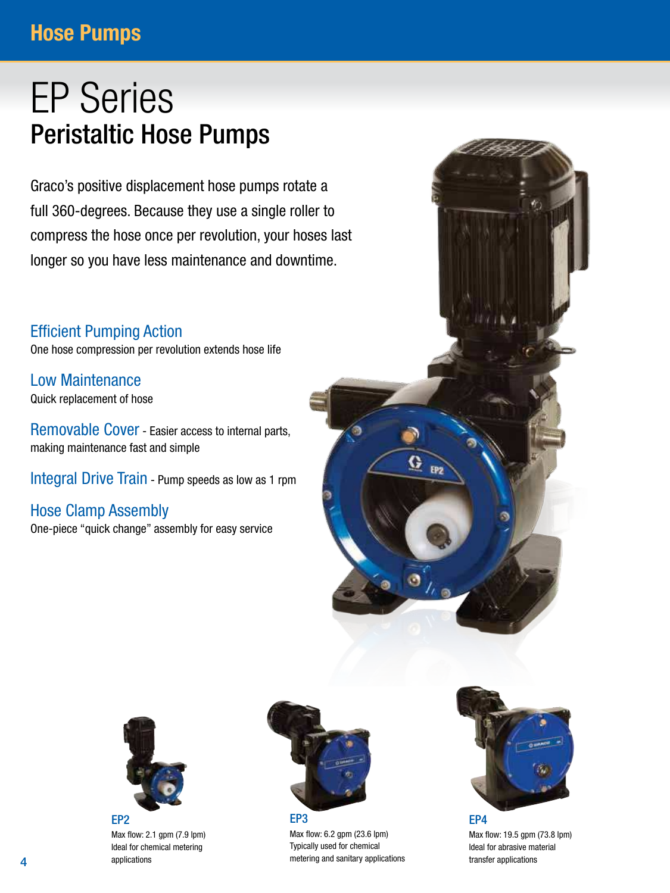# EP Series

## Peristaltic Hose Pumps

Graco's positive displacement hose pumps rotate a full 360-degrees. Because they use a single roller to compress the hose once per revolution, your hoses last longer so you have less maintenance and downtime.

### Efficient Pumping Action

One hose compression per revolution extends hose life

### Low Maintenance

Quick replacement of hose

### Removable Cover

Easier access to internal parts, making maintenance fast and simple

### Integral Drive Train

Pump speeds as low as 1 rpm

### Hose Clamp Assembly

One-piece "quick change" assembly for easy service

### EP2

Max flow: 2.1 gpm (7.9 lpm)
Ideal for chemical metering applications

### EP3

Max flow: 6.2 gpm (23.6 lpm)
Typically used for chemical metering and sanitary applications

### EP4

Max flow: 19.5 gpm (73.8 lpm)
Ideal for abrasive material transfer applications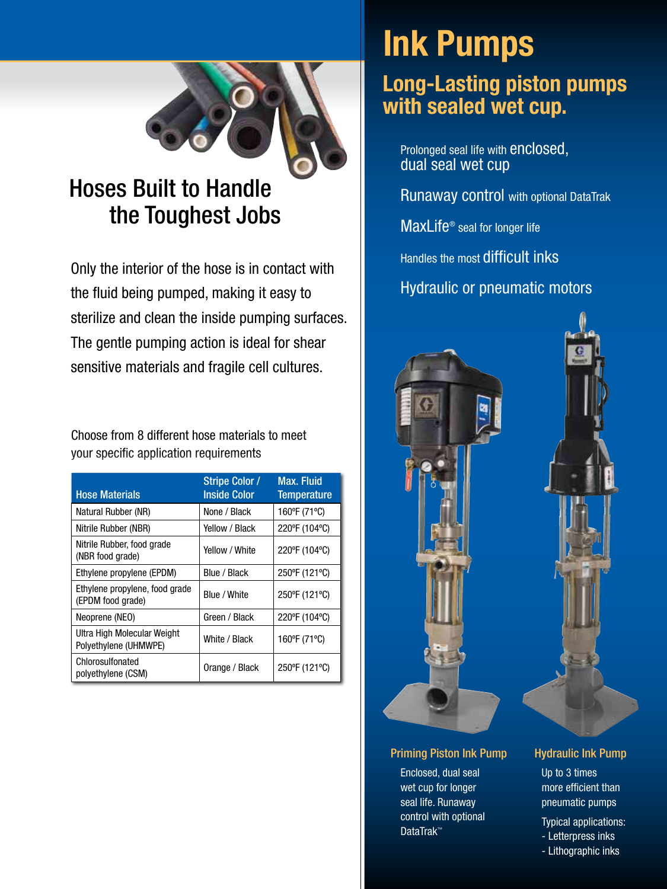## Hoses Built to Handle the Toughest Jobs

Only the interior of the hose is in contact with the fluid being pumped, making it easy to sterilize and clean the inside pumping surfaces. The gentle pumping action is ideal for shear sensitive materials and fragile cell cultures.

Choose from 8 different hose materials to meet your specific application requirements

| Hose Materials | Stripe Color / Inside Color | Max. Fluid Temperature |
|---|---|---|
| Natural Rubber (NR) | None / Black | 160ºF (71ºC) |
| Nitrile Rubber (NBR) | Yellow / Black | 220ºF (104ºC) |
| Nitrile Rubber, food grade (NBR food grade) | Yellow / White | 220ºF (104ºC) |
| Ethylene propylene (EPDM) | Blue / Black | 250ºF (121ºC) |
| Ethylene propylene, food grade (EPDM food grade) | Blue / White | 250ºF (121ºC) |
| Neoprene (NEO) | Green / Black | 220ºF (104ºC) |
| Ultra High Molecular Weight Polyethylene (UHMWPE) | White / Black | 160ºF (71ºC) |
| Chlorosulfonated polyethylene (CSM) | Orange / Black | 250ºF (121ºC) |

# Ink Pumps

## Long-Lasting piston pumps with sealed wet cup.

- Prolonged seal life with enclosed, dual seal wet cup
- Runaway control with optional DataTrak
- MaxLife® seal for longer life
- Handles the most difficult inks
- Hydraulic or pneumatic motors

### Priming Piston Ink Pump

Enclosed, dual seal wet cup for longer seal life. Runaway control with optional DataTrak™

### Hydraulic Ink Pump

Up to 3 times more efficient than pneumatic pumps

Typical applications:
- Letterpress inks
- Lithographic inks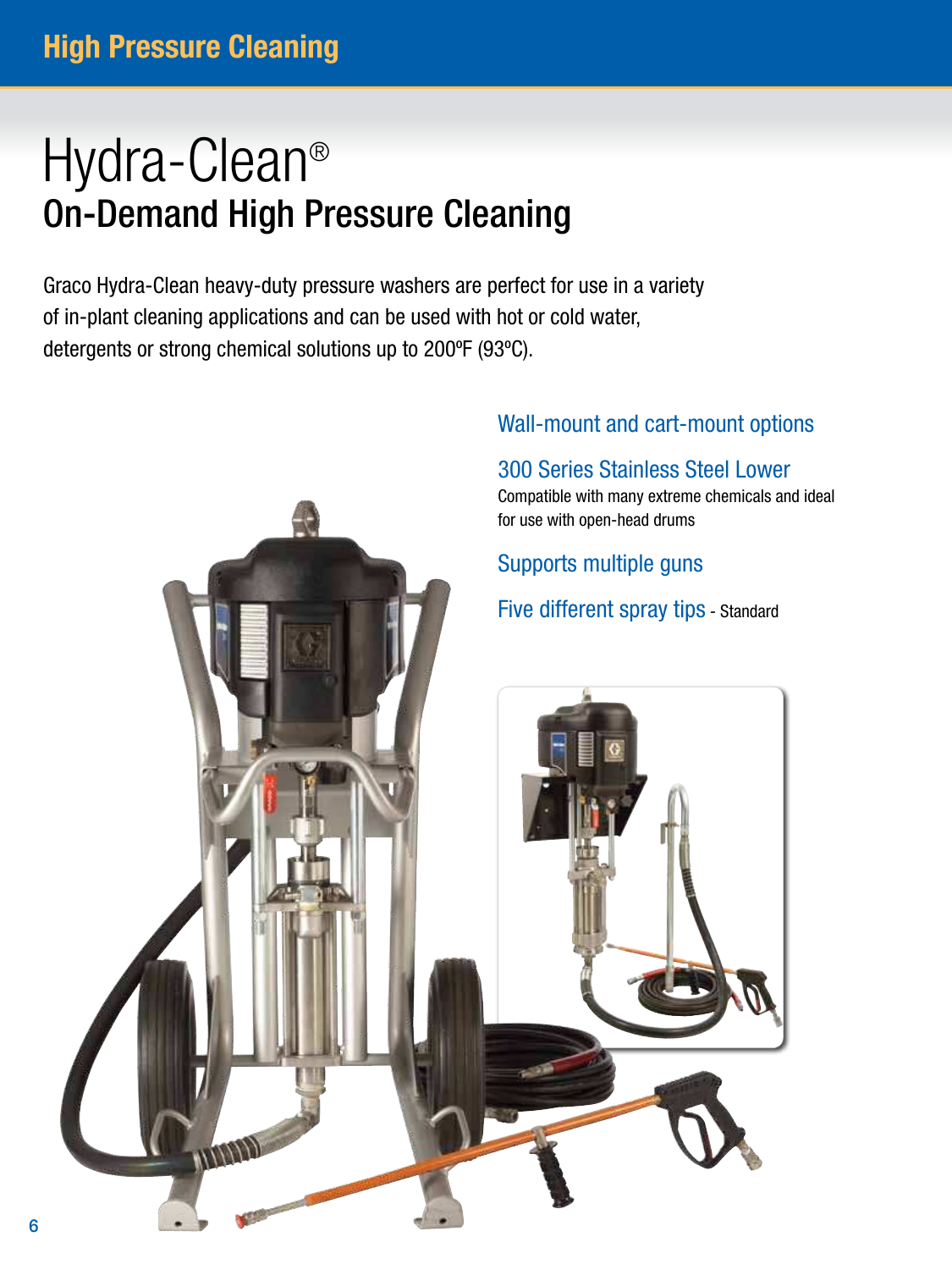# Hydra-Clean®

## On-Demand High Pressure Cleaning

Graco Hydra-Clean heavy-duty pressure washers are perfect for use in a variety of in-plant cleaning applications and can be used with hot or cold water, detergents or strong chemical solutions up to 200ºF (93ºC).

### Wall-mount and cart-mount options

### 300 Series Stainless Steel Lower

Compatible with many extreme chemicals and ideal for use with open-head drums

### Supports multiple guns

### Five different spray tips - Standard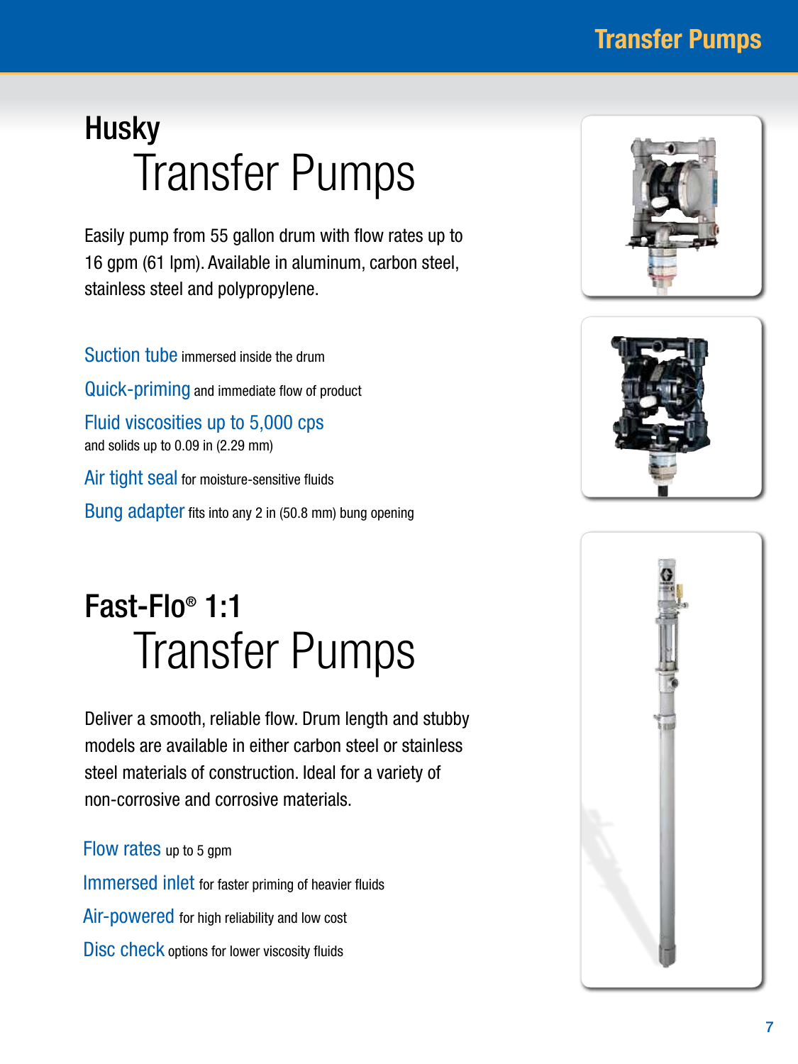# Husky Transfer Pumps

Easily pump from 55 gallon drum with flow rates up to 16 gpm (61 lpm). Available in aluminum, carbon steel, stainless steel and polypropylene.

**Suction tube** immersed inside the drum

**Quick-priming** and immediate flow of product

**Fluid viscosities up to 5,000 cps**
and solids up to 0.09 in (2.29 mm)

**Air tight seal** for moisture-sensitive fluids

**Bung adapter** fits into any 2 in (50.8 mm) bung opening

# Fast-Flo® 1:1 Transfer Pumps

Deliver a smooth, reliable flow. Drum length and stubby models are available in either carbon steel or stainless steel materials of construction. Ideal for a variety of non-corrosive and corrosive materials.

**Flow rates** up to 5 gpm

**Immersed inlet** for faster priming of heavier fluids

**Air-powered** for high reliability and low cost

**Disc check** options for lower viscosity fluids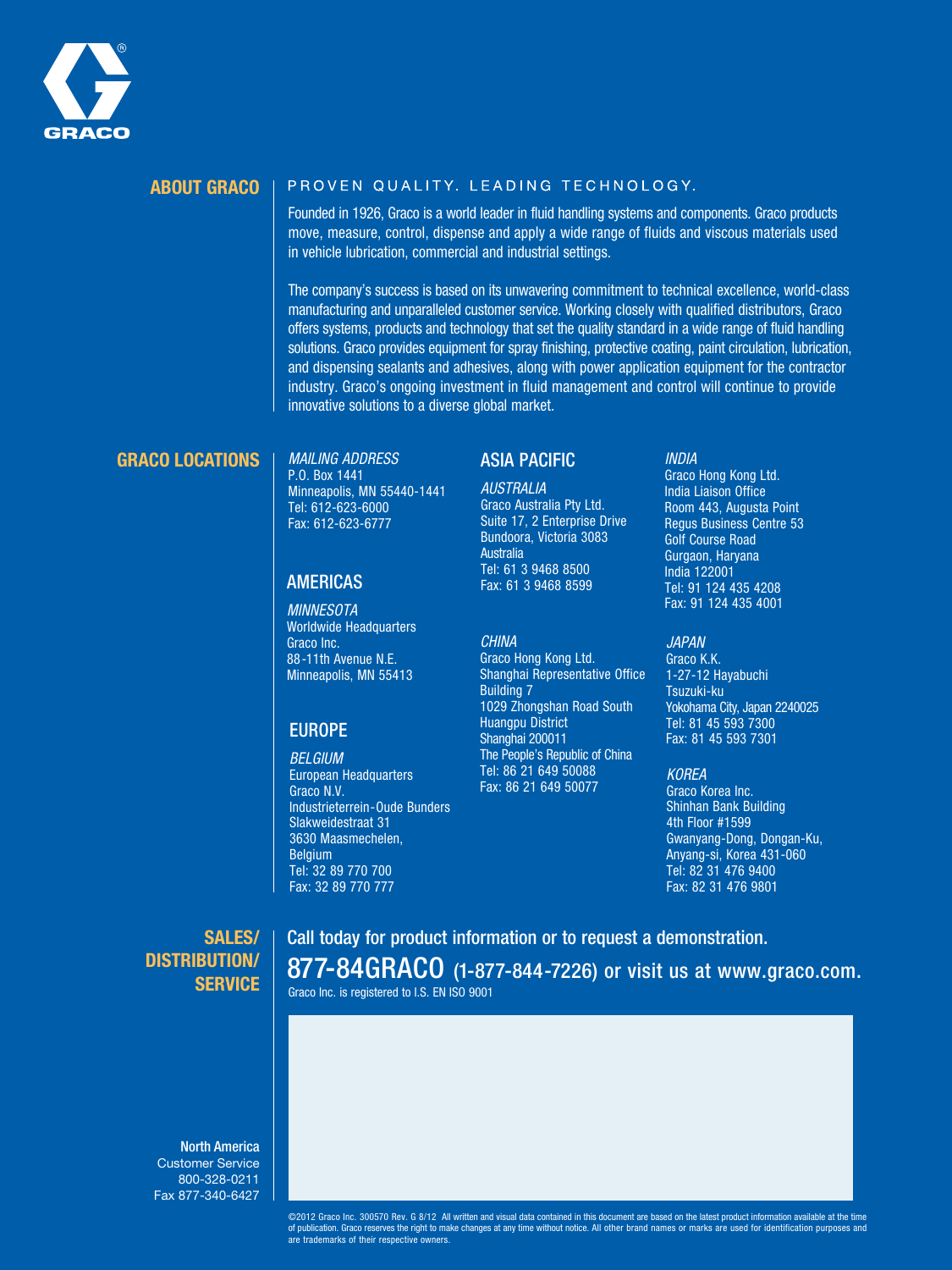GRACO

## ABOUT GRACO

PROVEN QUALITY. LEADING TECHNOLOGY.

Founded in 1926, Graco is a world leader in fluid handling systems and components. Graco products move, measure, control, dispense and apply a wide range of fluids and viscous materials used in vehicle lubrication, commercial and industrial settings.

The company's success is based on its unwavering commitment to technical excellence, world-class manufacturing and unparalleled customer service. Working closely with qualified distributors, Graco offers systems, products and technology that set the quality standard in a wide range of fluid handling solutions. Graco provides equipment for spray finishing, protective coating, paint circulation, lubrication, and dispensing sealants and adhesives, along with power application equipment for the contractor industry. Graco's ongoing investment in fluid management and control will continue to provide innovative solutions to a diverse global market.

## GRACO LOCATIONS

*MAILING ADDRESS*
P.O. Box 1441
Minneapolis, MN 55440-1441
Tel: 612-623-6000
Fax: 612-623-6777

### AMERICAS

*MINNESOTA*
Worldwide Headquarters
Graco Inc.
88-11th Avenue N.E.
Minneapolis, MN 55413

### EUROPE

*BELGIUM*
European Headquarters
Graco N.V.
Industrieterrein-Oude Bunders
Slakweidestraat 31
3630 Maasmechelen,
Belgium
Tel: 32 89 770 700
Fax: 32 89 770 777

### ASIA PACIFIC

*AUSTRALIA*
Graco Australia Pty Ltd.
Suite 17, 2 Enterprise Drive
Bundoora, Victoria 3083
Australia
Tel: 61 3 9468 8500
Fax: 61 3 9468 8599

*CHINA*
Graco Hong Kong Ltd.
Shanghai Representative Office
Building 7
1029 Zhongshan Road South
Huangpu District
Shanghai 200011
The People's Republic of China
Tel: 86 21 649 50088
Fax: 86 21 649 50077

*INDIA*
Graco Hong Kong Ltd.
India Liaison Office
Room 443, Augusta Point
Regus Business Centre 53
Golf Course Road
Gurgaon, Haryana
India 122001
Tel: 91 124 435 4208
Fax: 91 124 435 4001

*JAPAN*
Graco K.K.
1-27-12 Hayabuchi
Tsuzuki-ku
Yokohama City, Japan 2240025
Tel: 81 45 593 7300
Fax: 81 45 593 7301

*KOREA*
Graco Korea Inc.
Shinhan Bank Building
4th Floor #1599
Gwanyang-Dong, Dongan-Ku,
Anyang-si, Korea 431-060
Tel: 82 31 476 9400
Fax: 82 31 476 9801

## SALES/ DISTRIBUTION/ SERVICE

Call today for product information or to request a demonstration.

**877-84GRACO** (1-877-844-7226) or visit us at www.graco.com.

Graco Inc. is registered to I.S. EN ISO 9001

**North America**
Customer Service
800-328-0211
Fax 877-340-6427

©2012 Graco Inc. 300570 Rev. G 8/12 All written and visual data contained in this document are based on the latest product information available at the time of publication. Graco reserves the right to make changes at any time without notice. All other brand names or marks are used for identification purposes and are trademarks of their respective owners.